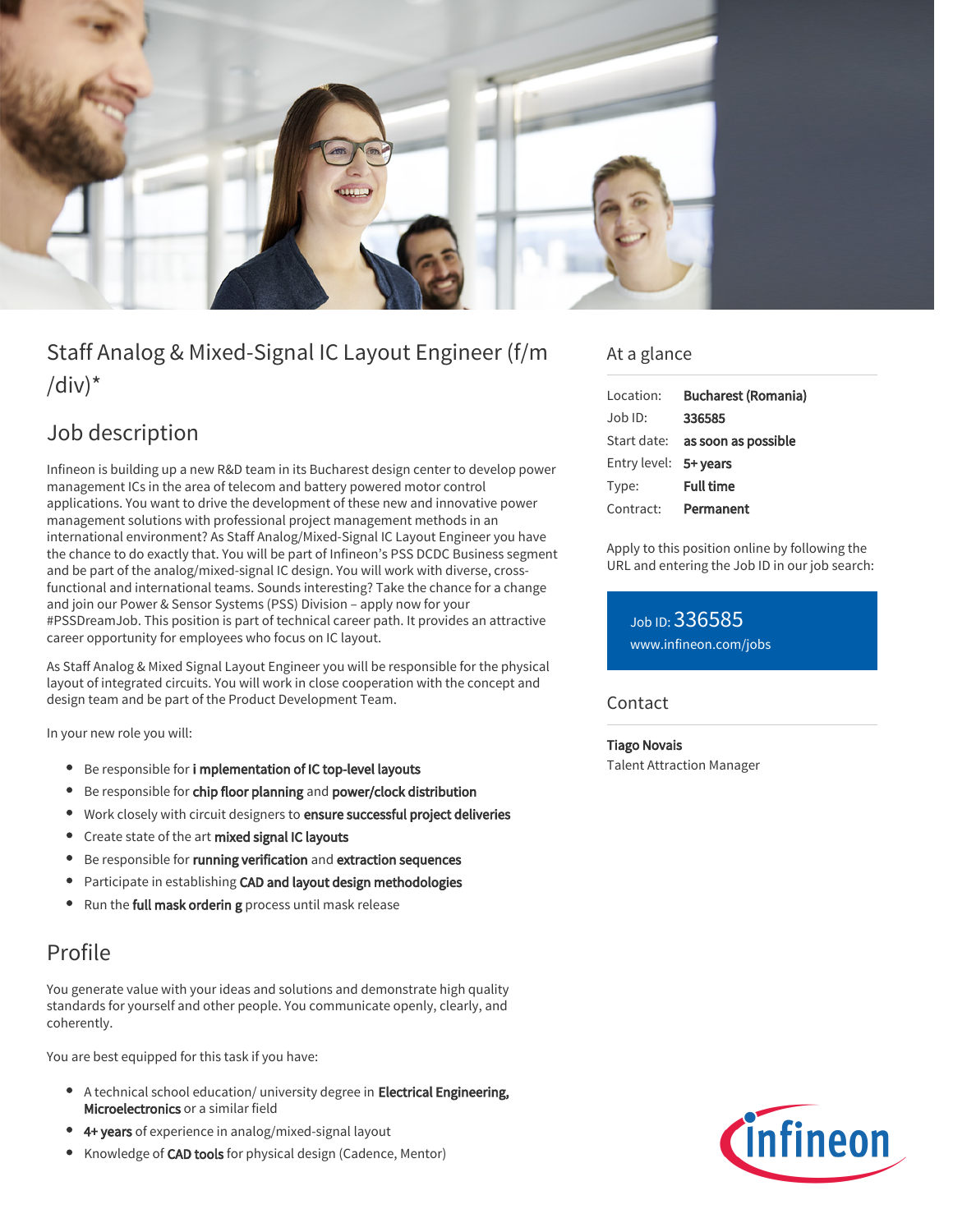# Staff Analog & Mixed-Signal IC Layout Engineer (f/m /div)*

## Job description

Infineon is building up a new R&D team in its Bucharest design center to develop power management ICs in the area of telecom and battery powered motor control applications. You want to drive the development of these new and innovative power management solutions with professional project management methods in an international environment? As Staff Analog/Mixed-Signal IC Layout Engineer you have the chance to do exactly that. You will be part of Infineon's PSS DCDC Business segment and be part of the analog/mixed-signal IC design. You will work with diverse, cross-functional and international teams. Sounds interesting? Take the chance for a change and join our Power & Sensor Systems (PSS) Division – apply now for your #PSSDreamJob. This position is part of technical career path. It provides an attractive career opportunity for employees who focus on IC layout.

As Staff Analog & Mixed Signal Layout Engineer you will be responsible for the physical layout of integrated circuits. You will work in close cooperation with the concept and design team and be part of the Product Development Team.

In your new role you will:

- Be responsible for **i mplementation of IC top-level layouts**
- Be responsible for **chip floor planning** and **power/clock distribution**
- Work closely with circuit designers to **ensure successful project deliveries**
- Create state of the art **mixed signal IC layouts**
- Be responsible for **running verification** and **extraction sequences**
- Participate in establishing **CAD and layout design methodologies**
- Run the **full mask orderin g** process until mask release

## Profile

You generate value with your ideas and solutions and demonstrate high quality standards for yourself and other people. You communicate openly, clearly, and coherently.

You are best equipped for this task if you have:

- A technical school education/ university degree in **Electrical Engineering, Microelectronics** or a similar field
- **4+ years** of experience in analog/mixed-signal layout
- Knowledge of **CAD tools** for physical design (Cadence, Mentor)

## At a glance

| | |
|---|---|
| Location: | **Bucharest (Romania)** |
| Job ID: | **336585** |
| Start date: | **as soon as possible** |
| Entry level: | **5+ years** |
| Type: | **Full time** |
| Contract: | **Permanent** |

Apply to this position online by following the URL and entering the Job ID in our job search:

Job ID: 336585
www.infineon.com/jobs

## Contact

**Tiago Novais**
Talent Attraction Manager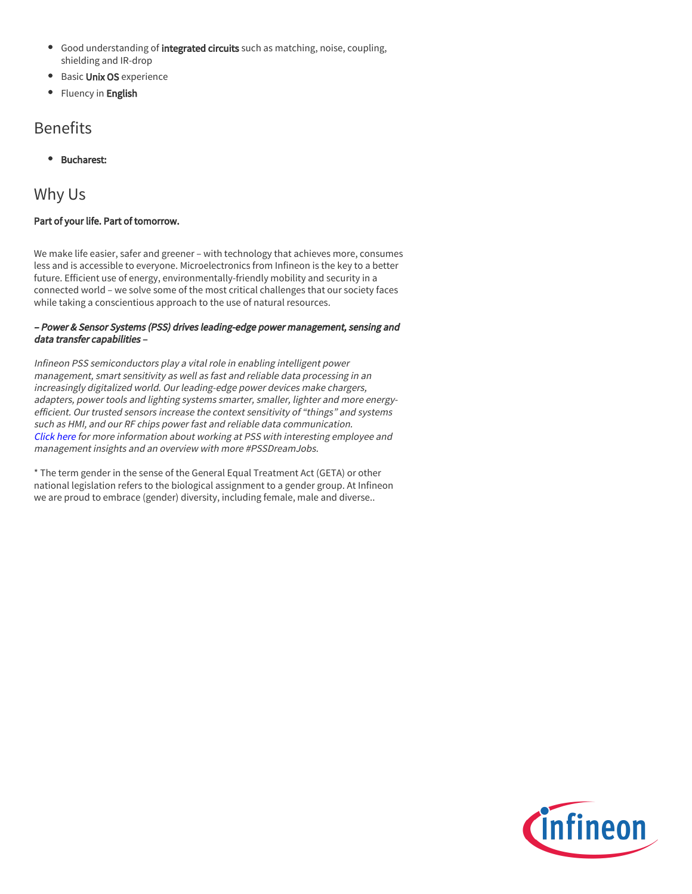- Good understanding of **integrated circuits** such as matching, noise, coupling, shielding and IR-drop
- Basic **Unix OS** experience
- Fluency in **English**

## Benefits

- **Bucharest:**

## Why Us

**Part of your life. Part of tomorrow.**

We make life easier, safer and greener – with technology that achieves more, consumes less and is accessible to everyone. Microelectronics from Infineon is the key to a better future. Efficient use of energy, environmentally-friendly mobility and security in a connected world – we solve some of the most critical challenges that our society faces while taking a conscientious approach to the use of natural resources.

***– Power & Sensor Systems (PSS) drives leading-edge power management, sensing and data transfer capabilities –***

*Infineon PSS semiconductors play a vital role in enabling intelligent power management, smart sensitivity as well as fast and reliable data processing in an increasingly digitalized world. Our leading-edge power devices make chargers, adapters, power tools and lighting systems smarter, smaller, lighter and more energy-efficient. Our trusted sensors increase the context sensitivity of "things" and systems such as HMI, and our RF chips power fast and reliable data communication. Click here for more information about working at PSS with interesting employee and management insights and an overview with more #PSSDreamJobs.*

* The term gender in the sense of the General Equal Treatment Act (GETA) or other national legislation refers to the biological assignment to a gender group. At Infineon we are proud to embrace (gender) diversity, including female, male and diverse..